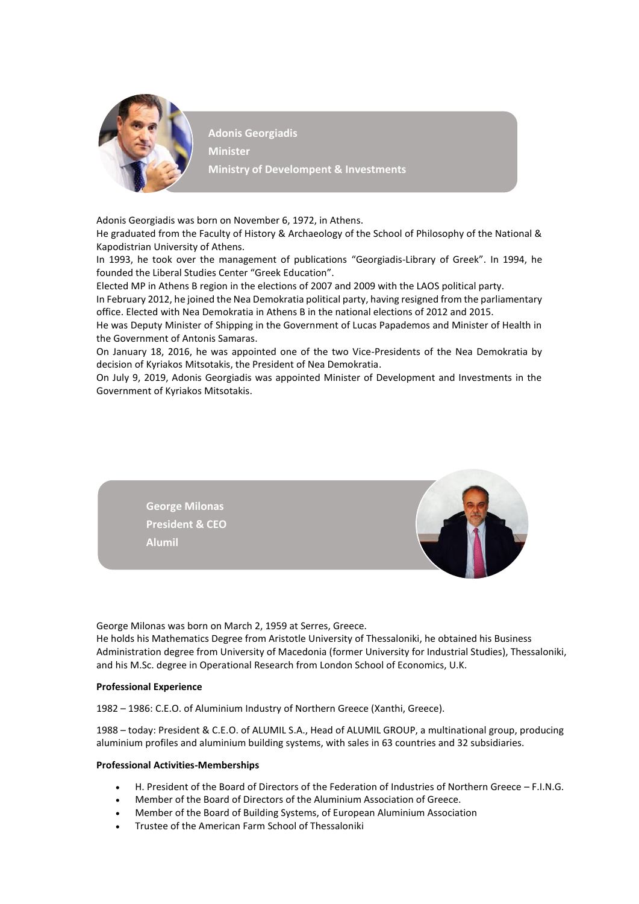**Adonis Georgiadis**
**Minister**
**Ministry of Develompent & Investments**

Adonis Georgiadis was born on November 6, 1972, in Athens.
He graduated from the Faculty of History & Archaeology of the School of Philosophy of the National & Kapodistrian University of Athens.
In 1993, he took over the management of publications "Georgiadis-Library of Greek". In 1994, he founded the Liberal Studies Center "Greek Education".
Elected MP in Athens B region in the elections of 2007 and 2009 with the LAOS political party.
In February 2012, he joined the Nea Demokratia political party, having resigned from the parliamentary office. Elected with Nea Demokratia in Athens B in the national elections of 2012 and 2015.
He was Deputy Minister of Shipping in the Government of Lucas Papademos and Minister of Health in the Government of Antonis Samaras.
On January 18, 2016, he was appointed one of the two Vice-Presidents of the Nea Demokratia by decision of Kyriakos Mitsotakis, the President of Nea Demokratia.
On July 9, 2019, Adonis Georgiadis was appointed Minister of Development and Investments in the Government of Kyriakos Mitsotakis.

**George Milonas**
**President & CEO**
**Alumil**

George Milonas was born on March 2, 1959 at Serres, Greece.
He holds his Mathematics Degree from Aristotle University of Thessaloniki, he obtained his Business Administration degree from University of Macedonia (former University for Industrial Studies), Thessaloniki, and his M.Sc. degree in Operational Research from London School of Economics, U.K.

**Professional Experience**

1982 – 1986: C.E.O. of Aluminium Industry of Northern Greece (Xanthi, Greece).

1988 – today: President & C.E.O. of ALUMIL S.A., Head of ALUMIL GROUP, a multinational group, producing aluminium profiles and aluminium building systems, with sales in 63 countries and 32 subsidiaries.

**Professional Activities-Memberships**

- H. President of the Board of Directors of the Federation of Industries of Northern Greece – F.I.N.G.
- Member of the Board of Directors of the Aluminium Association of Greece.
- Member of the Board of Building Systems, of European Aluminium Association
- Trustee of the American Farm School of Thessaloniki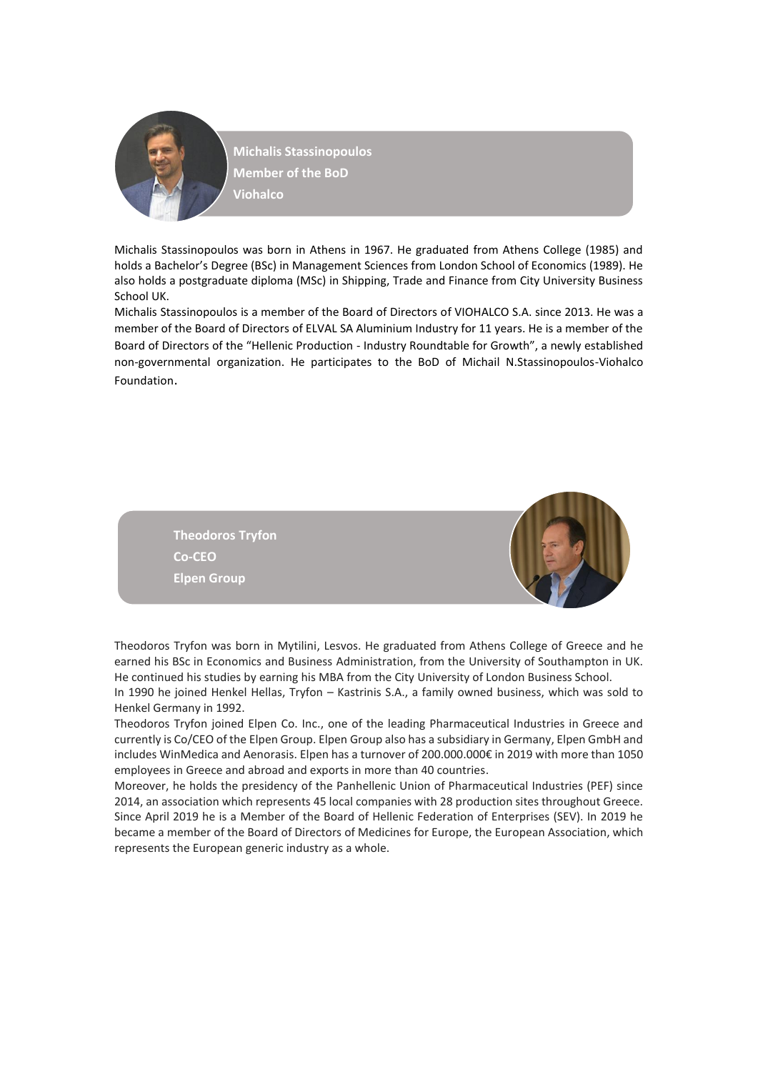**Michalis Stassinopoulos**
**Member of the BoD**
**Viohalco**

Michalis Stassinopoulos was born in Athens in 1967. He graduated from Athens College (1985) and holds a Bachelor's Degree (BSc) in Management Sciences from London School of Economics (1989). He also holds a postgraduate diploma (MSc) in Shipping, Trade and Finance from City University Business School UK.

Michalis Stassinopoulos is a member of the Board of Directors of VIOHALCO S.A. since 2013. He was a member of the Board of Directors of ELVAL SA Aluminium Industry for 11 years. He is a member of the Board of Directors of the "Hellenic Production - Industry Roundtable for Growth", a newly established non-governmental organization. He participates to the BoD of Michail N.Stassinopoulos-Viohalco Foundation.

**Theodoros Tryfon**
**Co-CEO**
**Elpen Group**

Theodoros Tryfon was born in Mytilini, Lesvos. He graduated from Athens College of Greece and he earned his BSc in Economics and Business Administration, from the University of Southampton in UK. He continued his studies by earning his MBA from the City University of London Business School.

In 1990 he joined Henkel Hellas, Tryfon – Kastrinis S.A., a family owned business, which was sold to Henkel Germany in 1992.

Theodoros Tryfon joined Elpen Co. Inc., one of the leading Pharmaceutical Industries in Greece and currently is Co/CEO of the Elpen Group. Elpen Group also has a subsidiary in Germany, Elpen GmbH and includes WinMedica and Aenorasis. Elpen has a turnover of 200.000.000€ in 2019 with more than 1050 employees in Greece and abroad and exports in more than 40 countries.

Moreover, he holds the presidency of the Panhellenic Union of Pharmaceutical Industries (PEF) since 2014, an association which represents 45 local companies with 28 production sites throughout Greece. Since April 2019 he is a Member of the Board of Hellenic Federation of Enterprises (SEV). In 2019 he became a member of the Board of Directors of Medicines for Europe, the European Association, which represents the European generic industry as a whole.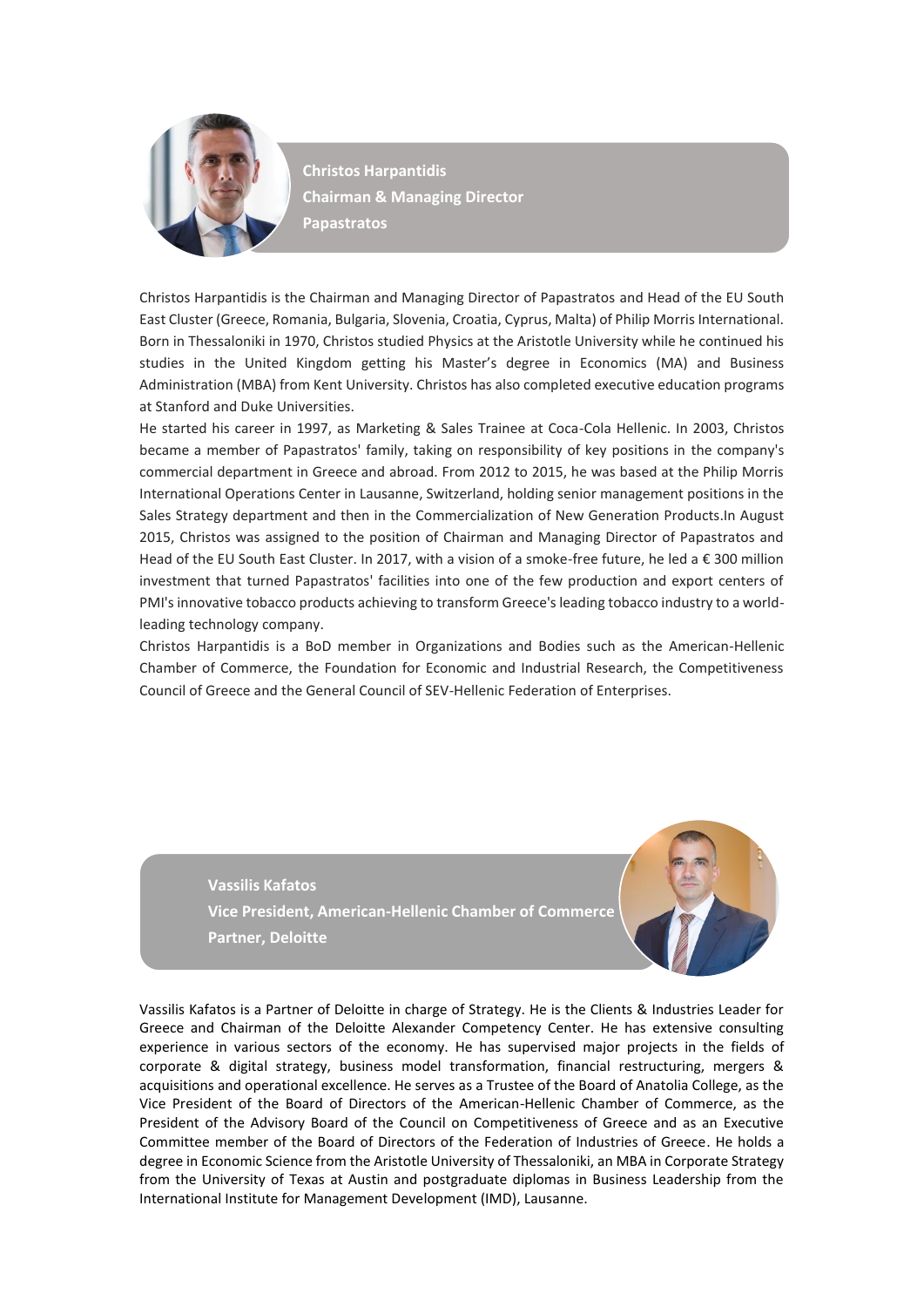**Christos Harpantidis**
**Chairman & Managing Director**
**Papastratos**

Christos Harpantidis is the Chairman and Managing Director of Papastratos and Head of the EU South East Cluster (Greece, Romania, Bulgaria, Slovenia, Croatia, Cyprus, Malta) of Philip Morris International. Born in Thessaloniki in 1970, Christos studied Physics at the Aristotle University while he continued his studies in the United Kingdom getting his Master's degree in Economics (MA) and Business Administration (MBA) from Kent University. Christos has also completed executive education programs at Stanford and Duke Universities.

He started his career in 1997, as Marketing & Sales Trainee at Coca-Cola Hellenic. In 2003, Christos became a member of Papastratos' family, taking on responsibility of key positions in the company's commercial department in Greece and abroad. From 2012 to 2015, he was based at the Philip Morris International Operations Center in Lausanne, Switzerland, holding senior management positions in the Sales Strategy department and then in the Commercialization of New Generation Products.In August 2015, Christos was assigned to the position of Chairman and Managing Director of Papastratos and Head of the EU South East Cluster. In 2017, with a vision of a smoke-free future, he led a € 300 million investment that turned Papastratos' facilities into one of the few production and export centers of PMI's innovative tobacco products achieving to transform Greece's leading tobacco industry to a world-leading technology company.

Christos Harpantidis is a BoD member in Organizations and Bodies such as the American-Hellenic Chamber of Commerce, the Foundation for Economic and Industrial Research, the Competitiveness Council of Greece and the General Council of SEV-Hellenic Federation of Enterprises.

**Vassilis Kafatos**
**Vice President, American-Hellenic Chamber of Commerce**
**Partner, Deloitte**

Vassilis Kafatos is a Partner of Deloitte in charge of Strategy. He is the Clients & Industries Leader for Greece and Chairman of the Deloitte Alexander Competency Center. He has extensive consulting experience in various sectors of the economy. He has supervised major projects in the fields of corporate & digital strategy, business model transformation, financial restructuring, mergers & acquisitions and operational excellence. He serves as a Trustee of the Board of Anatolia College, as the Vice President of the Board of Directors of the American-Hellenic Chamber of Commerce, as the President of the Advisory Board of the Council on Competitiveness of Greece and as an Executive Committee member of the Board of Directors of the Federation of Industries of Greece. He holds a degree in Economic Science from the Aristotle University of Thessaloniki, an MBA in Corporate Strategy from the University of Texas at Austin and postgraduate diplomas in Business Leadership from the International Institute for Management Development (IMD), Lausanne.